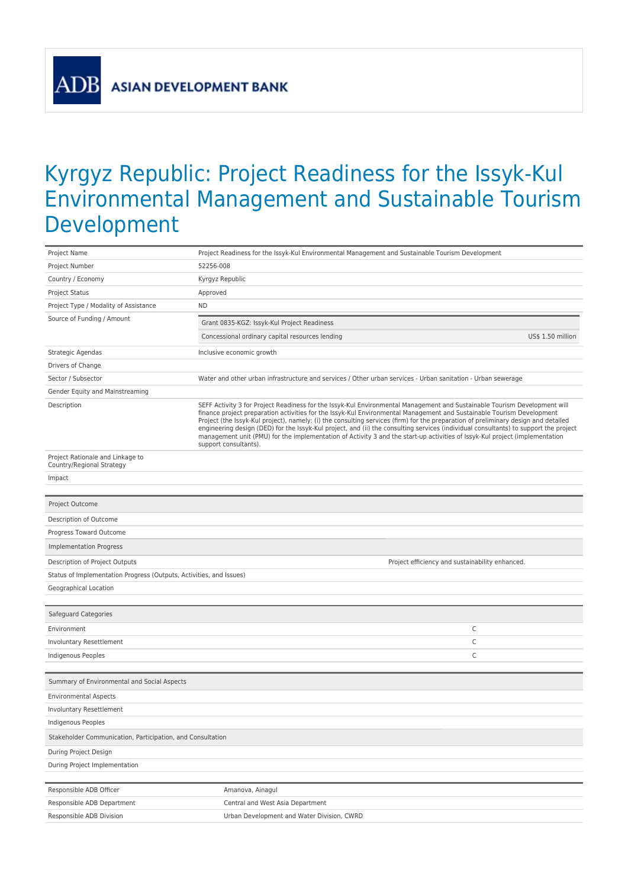# Kyrgyz Republic: Project Readiness for the Issyk-Kul Environmental Management and Sustainable Tourism Development

| | |
|---|---|
| Project Name | Project Readiness for the Issyk-Kul Environmental Management and Sustainable Tourism Development |
| Project Number | 52256-008 |
| Country / Economy | Kyrgyz Republic |
| Project Status | Approved |
| Project Type / Modality of Assistance | ND |
| Source of Funding / Amount | Grant 0835-KGZ: Issyk-Kul Project Readiness<br>Concessional ordinary capital resources lending — US$ 1.50 million |
| Strategic Agendas | Inclusive economic growth |
| Drivers of Change | |
| Sector / Subsector | Water and other urban infrastructure and services / Other urban services - Urban sanitation - Urban sewerage |
| Gender Equity and Mainstreaming | |
| Description | SEFF Activity 3 for Project Readiness for the Issyk-Kul Environmental Management and Sustainable Tourism Development will finance project preparation activities for the Issyk-Kul Environmental Management and Sustainable Tourism Development Project (the Issyk-Kul project), namely: (i) the consulting services (firm) for the preparation of preliminary design and detailed engineering design (DED) for the Issyk-Kul project, and (ii) the consulting services (individual consultants) to support the project management unit (PMU) for the implementation of Activity 3 and the start-up activities of Issyk-Kul project (implementation support consultants). |
| Project Rationale and Linkage to Country/Regional Strategy | |
| Impact | |

| Project Outcome | |
|---|---|
| Description of Outcome | |
| Progress Toward Outcome | |
| **Implementation Progress** | |
| Description of Project Outputs | Project efficiency and sustainability enhanced. |
| Status of Implementation Progress (Outputs, Activities, and Issues) | |
| Geographical Location | |

| Safeguard Categories | |
|---|---|
| Environment | C |
| Involuntary Resettlement | C |
| Indigenous Peoples | C |

| Summary of Environmental and Social Aspects |
|---|
| Environmental Aspects |
| Involuntary Resettlement |
| Indigenous Peoples |
| **Stakeholder Communication, Participation, and Consultation** |
| During Project Design |
| During Project Implementation |

| | |
|---|---|
| Responsible ADB Officer | Amanova, Ainagul |
| Responsible ADB Department | Central and West Asia Department |
| Responsible ADB Division | Urban Development and Water Division, CWRD |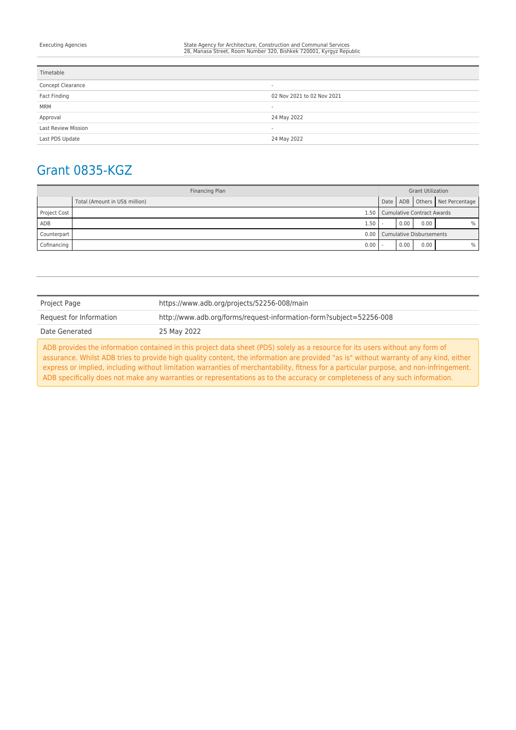| | |
|---|---|
| Executing Agencies | State Agency for Architecture, Construction and Communal Services<br>28, Manasa Street, Room Number 320, Bishkek 720001, Kyrgyz Republic |

| Timetable | |
|---|---|
| Concept Clearance | - |
| Fact Finding | 02 Nov 2021 to 02 Nov 2021 |
| MRM | - |
| Approval | 24 May 2022 |
| Last Review Mission | - |
| Last PDS Update | 24 May 2022 |

## Grant 0835-KGZ

| Financing Plan | | Grant Utilization | | | |
|---|---|---|---|---|---|
| | Total (Amount in US$ million) | Date | ADB | Others | Net Percentage |
| Project Cost | 1.50 | Cumulative Contract Awards | | | |
| ADB | 1.50 | - | 0.00 | 0.00 | % |
| Counterpart | 0.00 | Cumulative Disbursements | | | |
| Cofinancing | 0.00 | - | 0.00 | 0.00 | % |

| | |
|---|---|
| Project Page | https://www.adb.org/projects/52256-008/main |
| Request for Information | http://www.adb.org/forms/request-information-form?subject=52256-008 |
| Date Generated | 25 May 2022 |

ADB provides the information contained in this project data sheet (PDS) solely as a resource for its users without any form of assurance. Whilst ADB tries to provide high quality content, the information are provided "as is" without warranty of any kind, either express or implied, including without limitation warranties of merchantability, fitness for a particular purpose, and non-infringement. ADB specifically does not make any warranties or representations as to the accuracy or completeness of any such information.